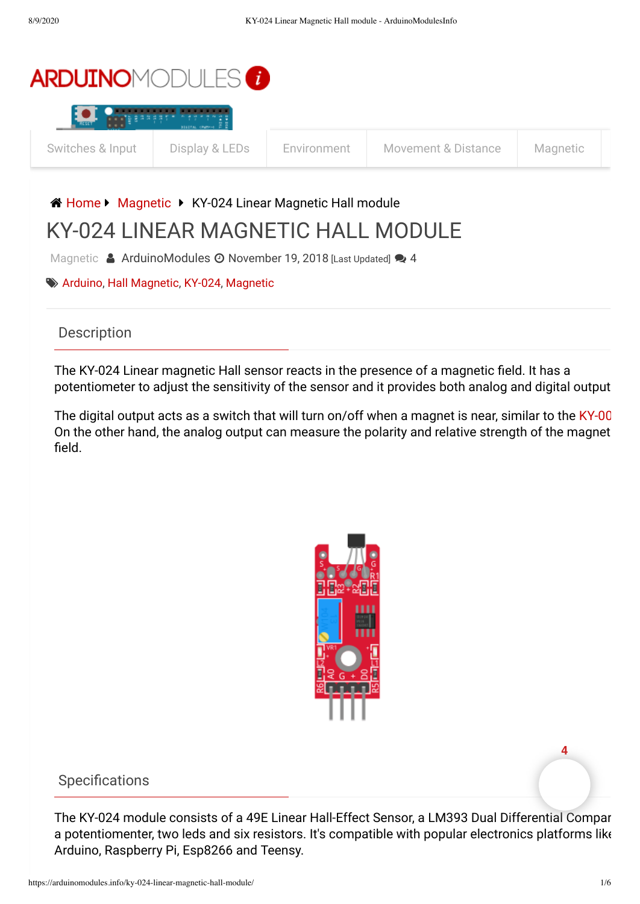Switches & Input | Display & LEDs | Environment | Movement & Distance | Magnetic

Home ▸ Magnetic ▸ KY-024 Linear Magnetic Hall module

# KY-024 LINEAR MAGNETIC HALL MODULE

Magnetic ArduinoModules November 19, 2018 [Last Updated] 4

Arduino, Hall Magnetic, KY-024, Magnetic

## Description

The KY-024 Linear magnetic Hall sensor reacts in the presence of a magnetic field. It has a potentiometer to adjust the sensitivity of the sensor and it provides both analog and digital output

The digital output acts as a switch that will turn on/off when a magnet is near, similar to the KY-00
On the other hand, the analog output can measure the polarity and relative strength of the magnet field.

## Specifications

The KY-024 module consists of a 49E Linear Hall-Effect Sensor, a LM393 Dual Differential Compar a potentiometer, two leds and six resistors. It's compatible with popular electronics platforms like Arduino, Raspberry Pi, Esp8266 and Teensy.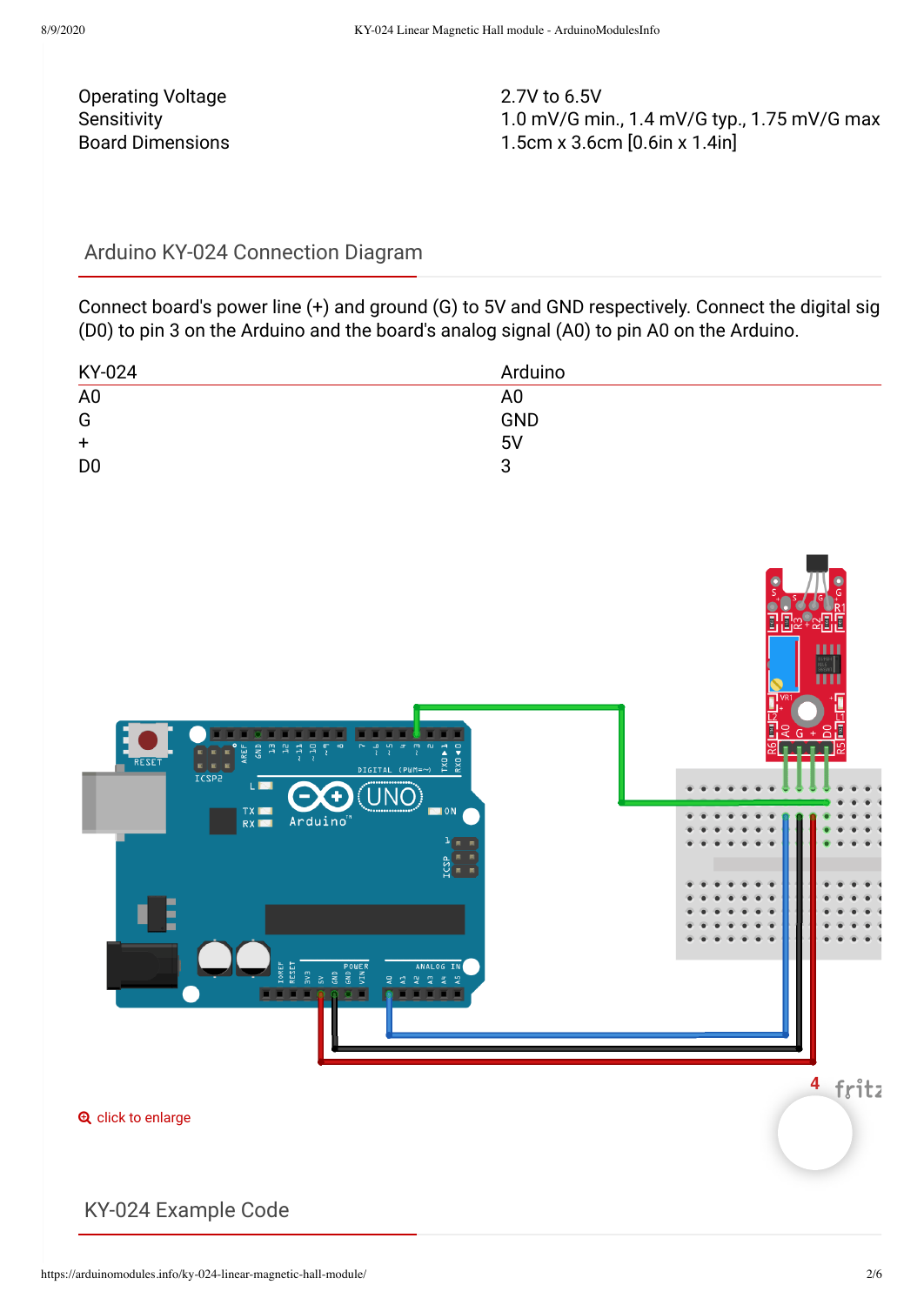| | |
|---|---|
| Operating Voltage | 2.7V to 6.5V |
| Sensitivity | 1.0 mV/G min., 1.4 mV/G typ., 1.75 mV/G max |
| Board Dimensions | 1.5cm x 3.6cm [0.6in x 1.4in] |

## Arduino KY-024 Connection Diagram

Connect board's power line (+) and ground (G) to 5V and GND respectively. Connect the digital sig (D0) to pin 3 on the Arduino and the board's analog signal (A0) to pin A0 on the Arduino.

| KY-024 | Arduino |
|---|---|
| A0 | A0 |
| G | GND |
| + | 5V |
| D0 | 3 |

click to enlarge

## KY-024 Example Code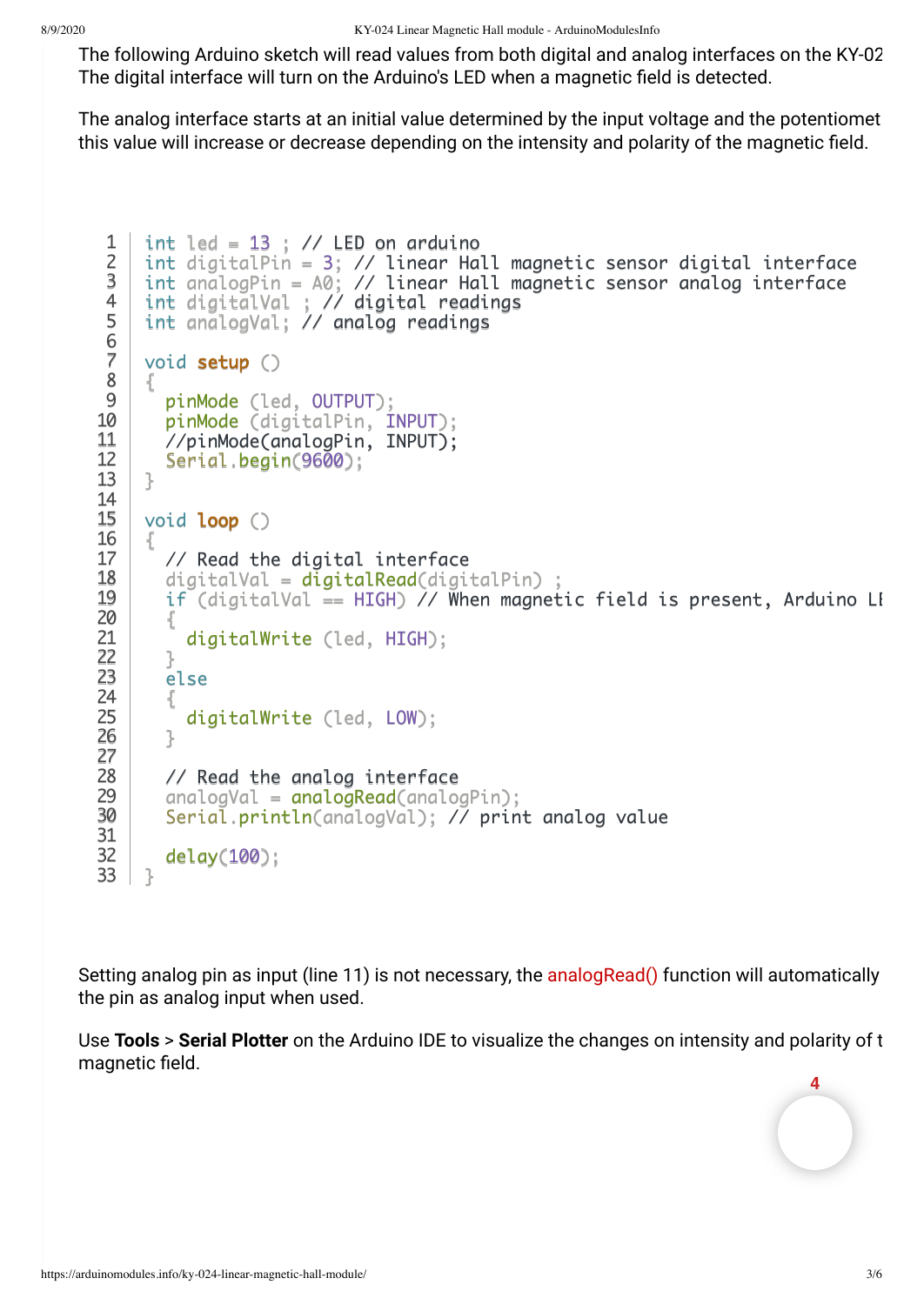The following Arduino sketch will read values from both digital and analog interfaces on the KY-02
The digital interface will turn on the Arduino's LED when a magnetic field is detected.

The analog interface starts at an initial value determined by the input voltage and the potentiomet
this value will increase or decrease depending on the intensity and polarity of the magnetic field.

```
int led = 13 ; // LED on arduino
int digitalPin = 3; // linear Hall magnetic sensor digital interface
int analogPin = A0; // linear Hall magnetic sensor analog interface
int digitalVal ; // digital readings
int analogVal; // analog readings

void setup ()
{
  pinMode (led, OUTPUT);
  pinMode (digitalPin, INPUT);
  //pinMode(analogPin, INPUT);
  Serial.begin(9600);
}

void loop ()
{
  // Read the digital interface
  digitalVal = digitalRead(digitalPin) ;
  if (digitalVal == HIGH) // When magnetic field is present, Arduino LI
  {
    digitalWrite (led, HIGH);
  }
  else
  {
    digitalWrite (led, LOW);
  }

  // Read the analog interface
  analogVal = analogRead(analogPin);
  Serial.println(analogVal); // print analog value

  delay(100);
}
```

Setting analog pin as input (line 11) is not necessary, the analogRead() function will automatically
the pin as analog input when used.

Use **Tools** > **Serial Plotter** on the Arduino IDE to visualize the changes on intensity and polarity of t
magnetic field.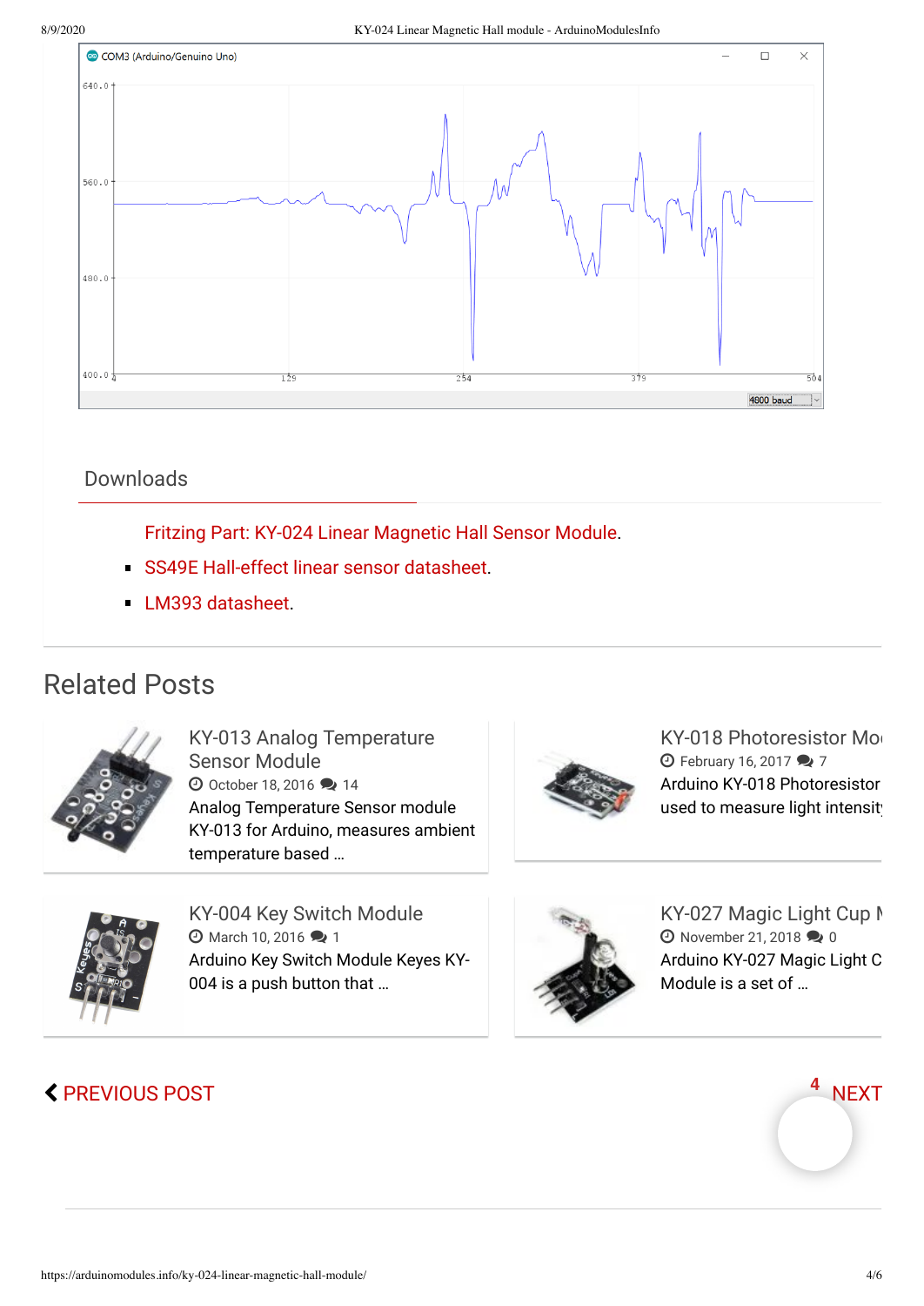COM3 (Arduino/Genuino Uno)

640.0
560.0
480.0
400.0
4
129
254
379
504
4800 baud

## Downloads

- Fritzing Part: KY-024 Linear Magnetic Hall Sensor Module.
- SS49E Hall-effect linear sensor datasheet.
- LM393 datasheet.

## Related Posts

### KY-013 Analog Temperature Sensor Module

October 18, 2016 14

Analog Temperature Sensor module KY-013 for Arduino, measures ambient temperature based …

### KY-018 Photoresistor Mo

February 16, 2017 7

Arduino KY-018 Photoresistor used to measure light intensit

### KY-004 Key Switch Module

March 10, 2016 1

Arduino Key Switch Module Keyes KY-004 is a push button that …

### KY-027 Magic Light Cup M

November 21, 2018 0

Arduino KY-027 Magic Light C Module is a set of …

PREVIOUS POST

4 NEXT